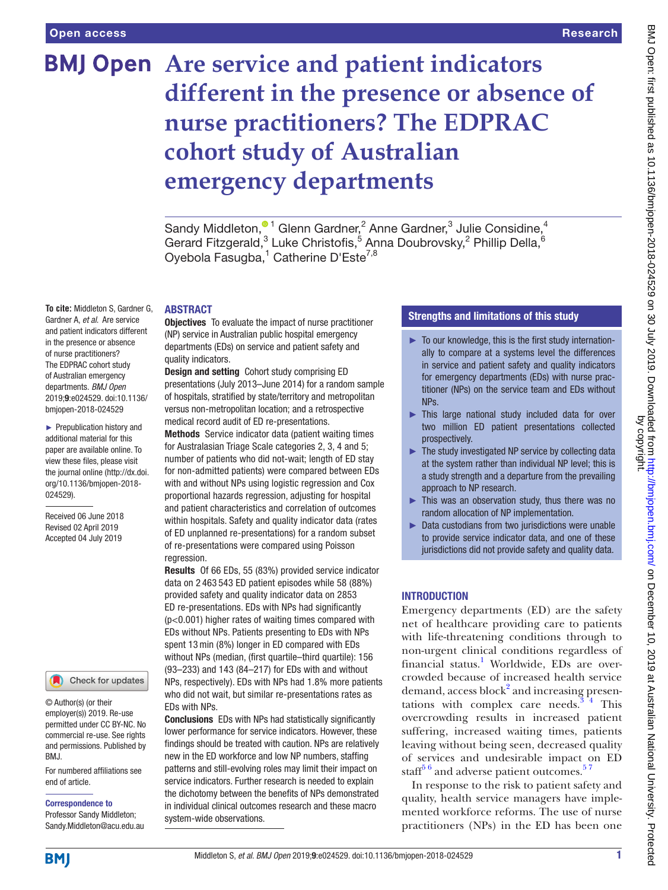# Are service and patient indicators different in the presence or absence of nurse practitioners? The EDPRAC cohort study of Australian emergency departments

Sandy Middleton,[1] Glenn Gardner,[2] Anne Gardner,[3] Julie Considine,[4] Gerard Fitzgerald,[3] Luke Christofis,[5] Anna Doubrovsky,[2] Phillip Della,[6] Oyebola Fasugba,[1] Catherine D'Este[7,8]

**To cite:** Middleton S, Gardner G, Gardner A, *et al*. Are service and patient indicators different in the presence or absence of nurse practitioners? The EDPRAC cohort study of Australian emergency departments. *BMJ Open* 2019;**9**:e024529. doi:10.1136/bmjopen-2018-024529

► Prepublication history and additional material for this paper are available online. To view these files, please visit the journal online (http://dx.doi.org/10.1136/bmjopen-2018-024529).

Received 06 June 2018
Revised 02 April 2019
Accepted 04 July 2019

© Author(s) (or their employer(s)) 2019. Re-use permitted under CC BY-NC. No commercial re-use. See rights and permissions. Published by BMJ.

For numbered affiliations see end of article.

**Correspondence to**
Professor Sandy Middleton;
Sandy.Middleton@acu.edu.au

## ABSTRACT

**Objectives** To evaluate the impact of nurse practitioner (NP) service in Australian public hospital emergency departments (EDs) on service and patient safety and quality indicators.

**Design and setting** Cohort study comprising ED presentations (July 2013–June 2014) for a random sample of hospitals, stratified by state/territory and metropolitan versus non-metropolitan location; and a retrospective medical record audit of ED re-presentations.

**Methods** Service indicator data (patient waiting times for Australasian Triage Scale categories 2, 3, 4 and 5; number of patients who did not-wait; length of ED stay for non-admitted patients) were compared between EDs with and without NPs using logistic regression and Cox proportional hazards regression, adjusting for hospital and patient characteristics and correlation of outcomes within hospitals. Safety and quality indicator data (rates of ED unplanned re-presentations) for a random subset of re-presentations were compared using Poisson regression.

**Results** Of 66 EDs, 55 (83%) provided service indicator data on 2 463 543 ED patient episodes while 58 (88%) provided safety and quality indicator data on 2853 ED re-presentations. EDs with NPs had significantly (p<0.001) higher rates of waiting times compared with EDs without NPs. Patients presenting to EDs with NPs spent 13 min (8%) longer in ED compared with EDs without NPs (median, (first quartile–third quartile): 156 (93–233) and 143 (84–217) for EDs with and without NPs, respectively). EDs with NPs had 1.8% more patients who did not wait, but similar re-presentations rates as EDs with NPs.

**Conclusions** EDs with NPs had statistically significantly lower performance for service indicators. However, these findings should be treated with caution. NPs are relatively new in the ED workforce and low NP numbers, staffing patterns and still-evolving roles may limit their impact on service indicators. Further research is needed to explain the dichotomy between the benefits of NPs demonstrated in individual clinical outcomes research and these macro system-wide observations.

## Strengths and limitations of this study

- ► To our knowledge, this is the first study internationally to compare at a systems level the differences in service and patient safety and quality indicators for emergency departments (EDs) with nurse practitioner (NPs) on the service team and EDs without NPs.
- ► This large national study included data for over two million ED patient presentations collected prospectively.
- ► The study investigated NP service by collecting data at the system rather than individual NP level; this is a study strength and a departure from the prevailing approach to NP research.
- ► This was an observation study, thus there was no random allocation of NP implementation.
- ► Data custodians from two jurisdictions were unable to provide service indicator data, and one of these jurisdictions did not provide safety and quality data.

## INTRODUCTION

Emergency departments (ED) are the safety net of healthcare providing care to patients with life-threatening conditions through to non-urgent clinical conditions regardless of financial status.[1] Worldwide, EDs are overcrowded because of increased health service demand, access block[2] and increasing presentations with complex care needs.[3 4] This overcrowding results in increased patient suffering, increased waiting times, patients leaving without being seen, decreased quality of services and undesirable impact on ED staff[5 6] and adverse patient outcomes.[5 7]

In response to the risk to patient safety and quality, health service managers have implemented workforce reforms. The use of nurse practitioners (NPs) in the ED has been one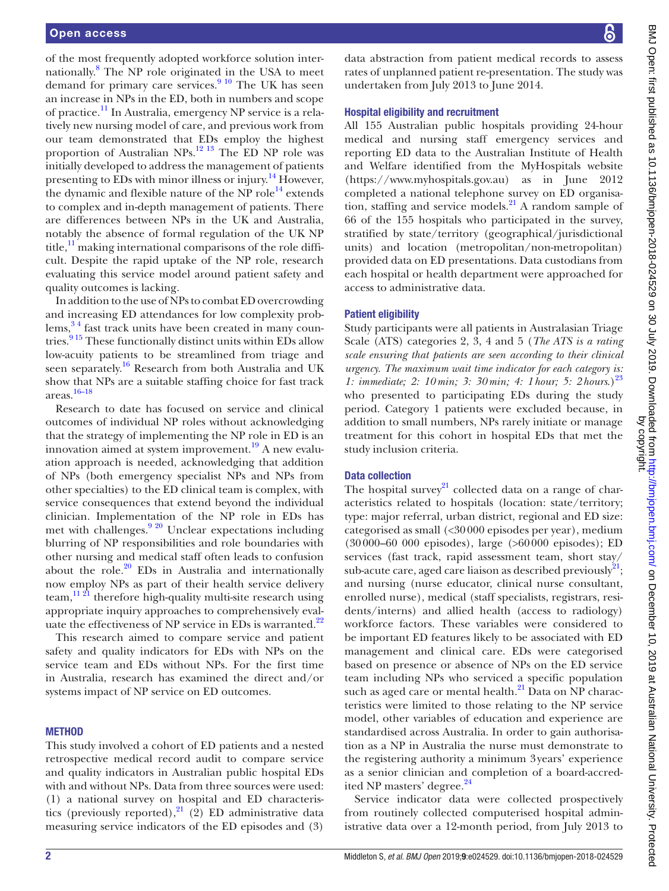of the most frequently adopted workforce solution internationally.[8] The NP role originated in the USA to meet demand for primary care services.[9 10] The UK has seen an increase in NPs in the ED, both in numbers and scope of practice.[11] In Australia, emergency NP service is a relatively new nursing model of care, and previous work from our team demonstrated that EDs employ the highest proportion of Australian NPs.[12 13] The ED NP role was initially developed to address the management of patients presenting to EDs with minor illness or injury.[14] However, the dynamic and flexible nature of the NP role[14] extends to complex and in-depth management of patients. There are differences between NPs in the UK and Australia, notably the absence of formal regulation of the UK NP title,[11] making international comparisons of the role difficult. Despite the rapid uptake of the NP role, research evaluating this service model around patient safety and quality outcomes is lacking.

In addition to the use of NPs to combat ED overcrowding and increasing ED attendances for low complexity problems,[3 4] fast track units have been created in many countries.[9 15] These functionally distinct units within EDs allow low-acuity patients to be streamlined from triage and seen separately.[16] Research from both Australia and UK show that NPs are a suitable staffing choice for fast track areas.[16–18]

Research to date has focused on service and clinical outcomes of individual NP roles without acknowledging that the strategy of implementing the NP role in ED is an innovation aimed at system improvement.[19] A new evaluation approach is needed, acknowledging that addition of NPs (both emergency specialist NPs and NPs from other specialties) to the ED clinical team is complex, with service consequences that extend beyond the individual clinician. Implementation of the NP role in EDs has met with challenges.[9 20] Unclear expectations including blurring of NP responsibilities and role boundaries with other nursing and medical staff often leads to confusion about the role.[20] EDs in Australia and internationally now employ NPs as part of their health service delivery team,[11 21] therefore high-quality multi-site research using appropriate inquiry approaches to comprehensively evaluate the effectiveness of NP service in EDs is warranted.[22]

This research aimed to compare service and patient safety and quality indicators for EDs with NPs on the service team and EDs without NPs. For the first time in Australia, research has examined the direct and/or systems impact of NP service on ED outcomes.

## METHOD

This study involved a cohort of ED patients and a nested retrospective medical record audit to compare service and quality indicators in Australian public hospital EDs with and without NPs. Data from three sources were used: (1) a national survey on hospital and ED characteristics (previously reported),[21] (2) ED administrative data measuring service indicators of the ED episodes and (3) data abstraction from patient medical records to assess rates of unplanned patient re-presentation. The study was undertaken from July 2013 to June 2014.

### Hospital eligibility and recruitment

All 155 Australian public hospitals providing 24-hour medical and nursing staff emergency services and reporting ED data to the Australian Institute of Health and Welfare identified from the MyHospitals website (https://www.myhospitals.gov.au) as in June 2012 completed a national telephone survey on ED organisation, staffing and service models.[21] A random sample of 66 of the 155 hospitals who participated in the survey, stratified by state/territory (geographical/jurisdictional units) and location (metropolitan/non-metropolitan) provided data on ED presentations. Data custodians from each hospital or health department were approached for access to administrative data.

### Patient eligibility

Study participants were all patients in Australasian Triage Scale (ATS) categories 2, 3, 4 and 5 (*The ATS is a rating scale ensuring that patients are seen according to their clinical urgency. The maximum wait time indicator for each category is: 1: immediate; 2: 10 min; 3: 30 min; 4: 1 hour; 5: 2 hours.*)[23] who presented to participating EDs during the study period. Category 1 patients were excluded because, in addition to small numbers, NPs rarely initiate or manage treatment for this cohort in hospital EDs that met the study inclusion criteria.

### Data collection

The hospital survey[21] collected data on a range of characteristics related to hospitals (location: state/territory; type: major referral, urban district, regional and ED size: categorised as small (<30 000 episodes per year), medium (30 000–60 000 episodes), large (>60 000 episodes); ED services (fast track, rapid assessment team, short stay/sub-acute care, aged care liaison as described previously[21]; and nursing (nurse educator, clinical nurse consultant, enrolled nurse), medical (staff specialists, registrars, residents/interns) and allied health (access to radiology) workforce factors. These variables were considered to be important ED features likely to be associated with ED management and clinical care. EDs were categorised based on presence or absence of NPs on the ED service team including NPs who serviced a specific population such as aged care or mental health.[21] Data on NP characteristics were limited to those relating to the NP service model, other variables of education and experience are standardised across Australia. In order to gain authorisation as a NP in Australia the nurse must demonstrate to the registering authority a minimum 3 years' experience as a senior clinician and completion of a board-accredited NP masters' degree.[24]

Service indicator data were collected prospectively from routinely collected computerised hospital administrative data over a 12-month period, from July 2013 to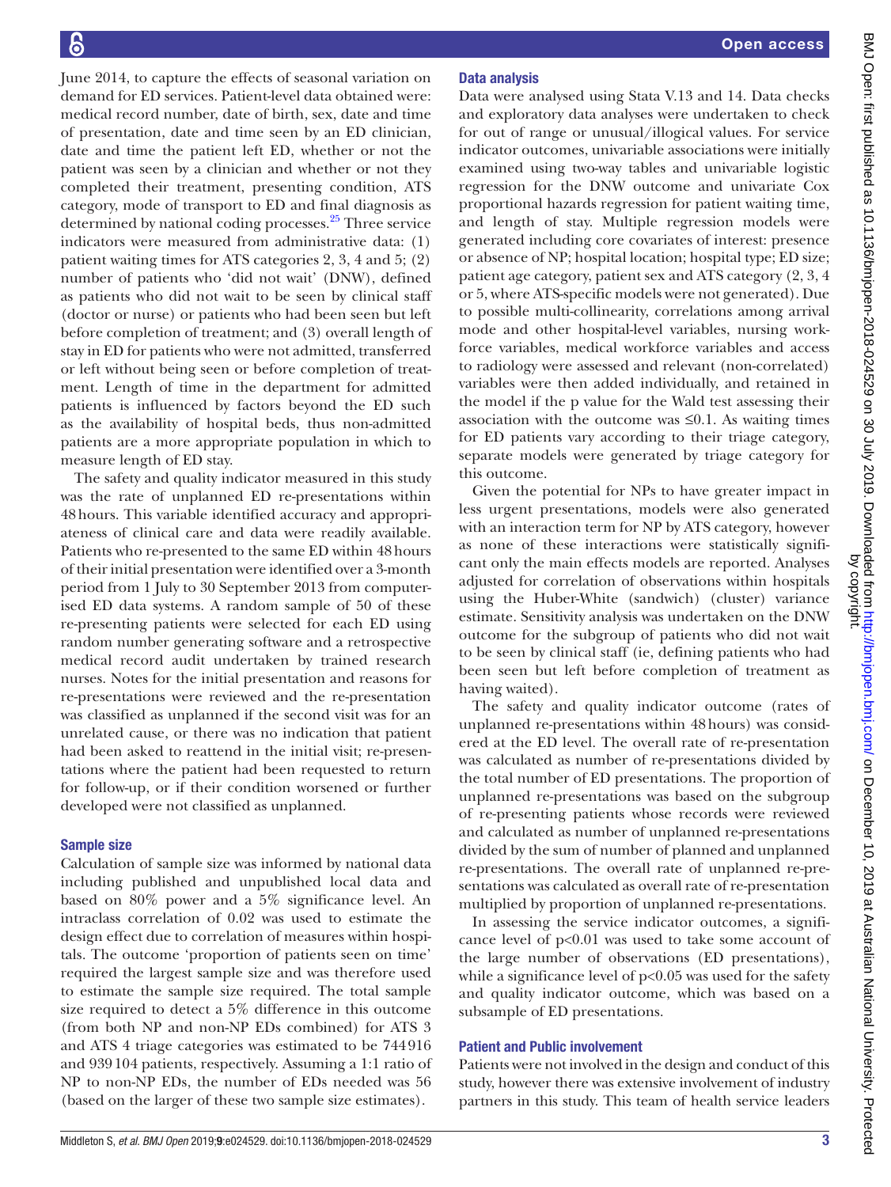June 2014, to capture the effects of seasonal variation on demand for ED services. Patient-level data obtained were: medical record number, date of birth, sex, date and time of presentation, date and time seen by an ED clinician, date and time the patient left ED, whether or not the patient was seen by a clinician and whether or not they completed their treatment, presenting condition, ATS category, mode of transport to ED and final diagnosis as determined by national coding processes.[25] Three service indicators were measured from administrative data: (1) patient waiting times for ATS categories 2, 3, 4 and 5; (2) number of patients who 'did not wait' (DNW), defined as patients who did not wait to be seen by clinical staff (doctor or nurse) or patients who had been seen but left before completion of treatment; and (3) overall length of stay in ED for patients who were not admitted, transferred or left without being seen or before completion of treatment. Length of time in the department for admitted patients is influenced by factors beyond the ED such as the availability of hospital beds, thus non-admitted patients are a more appropriate population in which to measure length of ED stay.

The safety and quality indicator measured in this study was the rate of unplanned ED re-presentations within 48 hours. This variable identified accuracy and appropriateness of clinical care and data were readily available. Patients who re-presented to the same ED within 48 hours of their initial presentation were identified over a 3-month period from 1 July to 30 September 2013 from computerised ED data systems. A random sample of 50 of these re-presenting patients were selected for each ED using random number generating software and a retrospective medical record audit undertaken by trained research nurses. Notes for the initial presentation and reasons for re-presentations were reviewed and the re-presentation was classified as unplanned if the second visit was for an unrelated cause, or there was no indication that patient had been asked to reattend in the initial visit; re-presentations where the patient had been requested to return for follow-up, or if their condition worsened or further developed were not classified as unplanned.

## Sample size

Calculation of sample size was informed by national data including published and unpublished local data and based on 80% power and a 5% significance level. An intraclass correlation of 0.02 was used to estimate the design effect due to correlation of measures within hospitals. The outcome 'proportion of patients seen on time' required the largest sample size and was therefore used to estimate the sample size required. The total sample size required to detect a 5% difference in this outcome (from both NP and non-NP EDs combined) for ATS 3 and ATS 4 triage categories was estimated to be 744 916 and 939 104 patients, respectively. Assuming a 1:1 ratio of NP to non-NP EDs, the number of EDs needed was 56 (based on the larger of these two sample size estimates).

## Data analysis

Data were analysed using Stata V.13 and 14. Data checks and exploratory data analyses were undertaken to check for out of range or unusual/illogical values. For service indicator outcomes, univariable associations were initially examined using two-way tables and univariable logistic regression for the DNW outcome and univariate Cox proportional hazards regression for patient waiting time, and length of stay. Multiple regression models were generated including core covariates of interest: presence or absence of NP; hospital location; hospital type; ED size; patient age category, patient sex and ATS category (2, 3, 4 or 5, where ATS-specific models were not generated). Due to possible multi-collinearity, correlations among arrival mode and other hospital-level variables, nursing workforce variables, medical workforce variables and access to radiology were assessed and relevant (non-correlated) variables were then added individually, and retained in the model if the p value for the Wald test assessing their association with the outcome was ≤0.1. As waiting times for ED patients vary according to their triage category, separate models were generated by triage category for this outcome.

Given the potential for NPs to have greater impact in less urgent presentations, models were also generated with an interaction term for NP by ATS category, however as none of these interactions were statistically significant only the main effects models are reported. Analyses adjusted for correlation of observations within hospitals using the Huber-White (sandwich) (cluster) variance estimate. Sensitivity analysis was undertaken on the DNW outcome for the subgroup of patients who did not wait to be seen by clinical staff (ie, defining patients who had been seen but left before completion of treatment as having waited).

The safety and quality indicator outcome (rates of unplanned re-presentations within 48 hours) was considered at the ED level. The overall rate of re-presentation was calculated as number of re-presentations divided by the total number of ED presentations. The proportion of unplanned re-presentations was based on the subgroup of re-presenting patients whose records were reviewed and calculated as number of unplanned re-presentations divided by the sum of number of planned and unplanned re-presentations. The overall rate of unplanned re-presentations was calculated as overall rate of re-presentation multiplied by proportion of unplanned re-presentations.

In assessing the service indicator outcomes, a significance level of $p<0.01$ was used to take some account of the large number of observations (ED presentations), while a significance level of $p<0.05$ was used for the safety and quality indicator outcome, which was based on a subsample of ED presentations.

## Patient and Public involvement

Patients were not involved in the design and conduct of this study, however there was extensive involvement of industry partners in this study. This team of health service leaders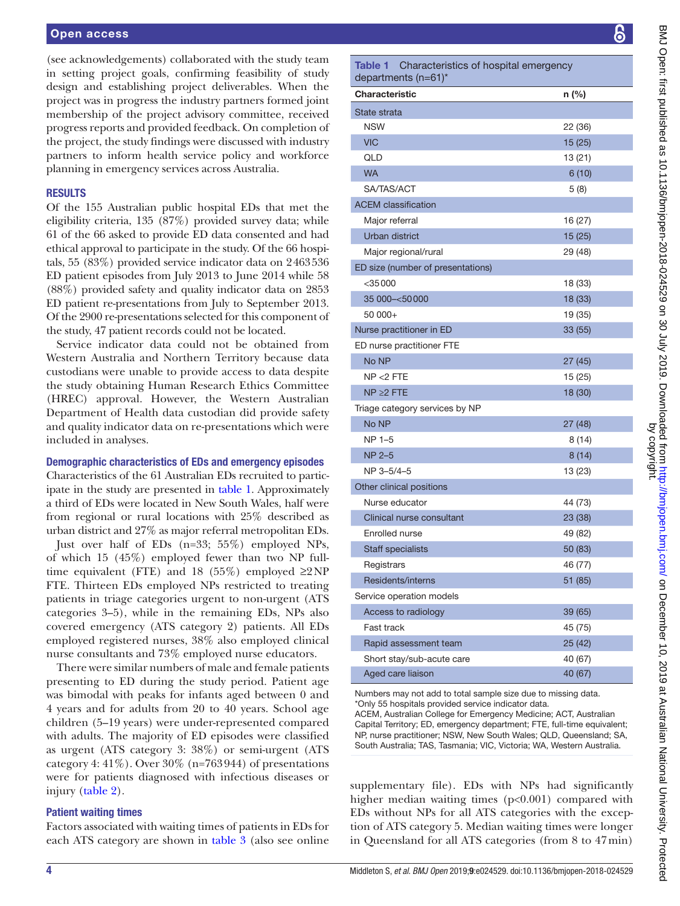(see acknowledgements) collaborated with the study team in setting project goals, confirming feasibility of study design and establishing project deliverables. When the project was in progress the industry partners formed joint membership of the project advisory committee, received progress reports and provided feedback. On completion of the project, the study findings were discussed with industry partners to inform health service policy and workforce planning in emergency services across Australia.

## RESULTS

Of the 155 Australian public hospital EDs that met the eligibility criteria, 135 (87%) provided survey data; while 61 of the 66 asked to provide ED data consented and had ethical approval to participate in the study. Of the 66 hospitals, 55 (83%) provided service indicator data on 2463536 ED patient episodes from July 2013 to June 2014 while 58 (88%) provided safety and quality indicator data on 2853 ED patient re-presentations from July to September 2013. Of the 2900 re-presentations selected for this component of the study, 47 patient records could not be located.

Service indicator data could not be obtained from Western Australia and Northern Territory because data custodians were unable to provide access to data despite the study obtaining Human Research Ethics Committee (HREC) approval. However, the Western Australian Department of Health data custodian did provide safety and quality indicator data on re-presentations which were included in analyses.

### Demographic characteristics of EDs and emergency episodes

Characteristics of the 61 Australian EDs recruited to participate in the study are presented in table 1. Approximately a third of EDs were located in New South Wales, half were from regional or rural locations with 25% described as urban district and 27% as major referral metropolitan EDs.

Just over half of EDs (n=33; 55%) employed NPs, of which 15 (45%) employed fewer than two NP full-time equivalent (FTE) and 18 (55%) employed ≥2 NP FTE. Thirteen EDs employed NPs restricted to treating patients in triage categories urgent to non-urgent (ATS categories 3–5), while in the remaining EDs, NPs also covered emergency (ATS category 2) patients. All EDs employed registered nurses, 38% also employed clinical nurse consultants and 73% employed nurse educators.

There were similar numbers of male and female patients presenting to ED during the study period. Patient age was bimodal with peaks for infants aged between 0 and 4 years and for adults from 20 to 40 years. School age children (5–19 years) were under-represented compared with adults. The majority of ED episodes were classified as urgent (ATS category 3: 38%) or semi-urgent (ATS category 4: 41%). Over 30% (n=763944) of presentations were for patients diagnosed with infectious diseases or injury (table 2).

**Table 1** Characteristics of hospital emergency departments (n=61)*

| Characteristic | n (%) |
|---|---|
| **State strata** | |
| NSW | 22 (36) |
| VIC | 15 (25) |
| QLD | 13 (21) |
| WA | 6 (10) |
| SA/TAS/ACT | 5 (8) |
| **ACEM classification** | |
| Major referral | 16 (27) |
| Urban district | 15 (25) |
| Major regional/rural | 29 (48) |
| **ED size (number of presentations)** | |
| <35000 | 18 (33) |
| 35 000–<50000 | 18 (33) |
| 50 000+ | 19 (35) |
| **Nurse practitioner in ED** | 33 (55) |
| **ED nurse practitioner FTE** | |
| No NP | 27 (45) |
| NP <2 FTE | 15 (25) |
| NP ≥2 FTE | 18 (30) |
| **Triage category services by NP** | |
| No NP | 27 (48) |
| NP 1–5 | 8 (14) |
| NP 2–5 | 8 (14) |
| NP 3–5/4–5 | 13 (23) |
| **Other clinical positions** | |
| Nurse educator | 44 (73) |
| Clinical nurse consultant | 23 (38) |
| Enrolled nurse | 49 (82) |
| Staff specialists | 50 (83) |
| Registrars | 46 (77) |
| Residents/interns | 51 (85) |
| **Service operation models** | |
| Access to radiology | 39 (65) |
| Fast track | 45 (75) |
| Rapid assessment team | 25 (42) |
| Short stay/sub-acute care | 40 (67) |
| Aged care liaison | 40 (67) |

Numbers may not add to total sample size due to missing data.
*Only 55 hospitals provided service indicator data.
ACEM, Australian College for Emergency Medicine; ACT, Australian Capital Territory; ED, emergency department; FTE, full-time equivalent; NP, nurse practitioner; NSW, New South Wales; QLD, Queensland; SA, South Australia; TAS, Tasmania; VIC, Victoria; WA, Western Australia.

### Patient waiting times

Factors associated with waiting times of patients in EDs for each ATS category are shown in table 3 (also see online supplementary file). EDs with NPs had significantly higher median waiting times ($p<0.001$) compared with EDs without NPs for all ATS categories with the exception of ATS category 5. Median waiting times were longer in Queensland for all ATS categories (from 8 to 47 min)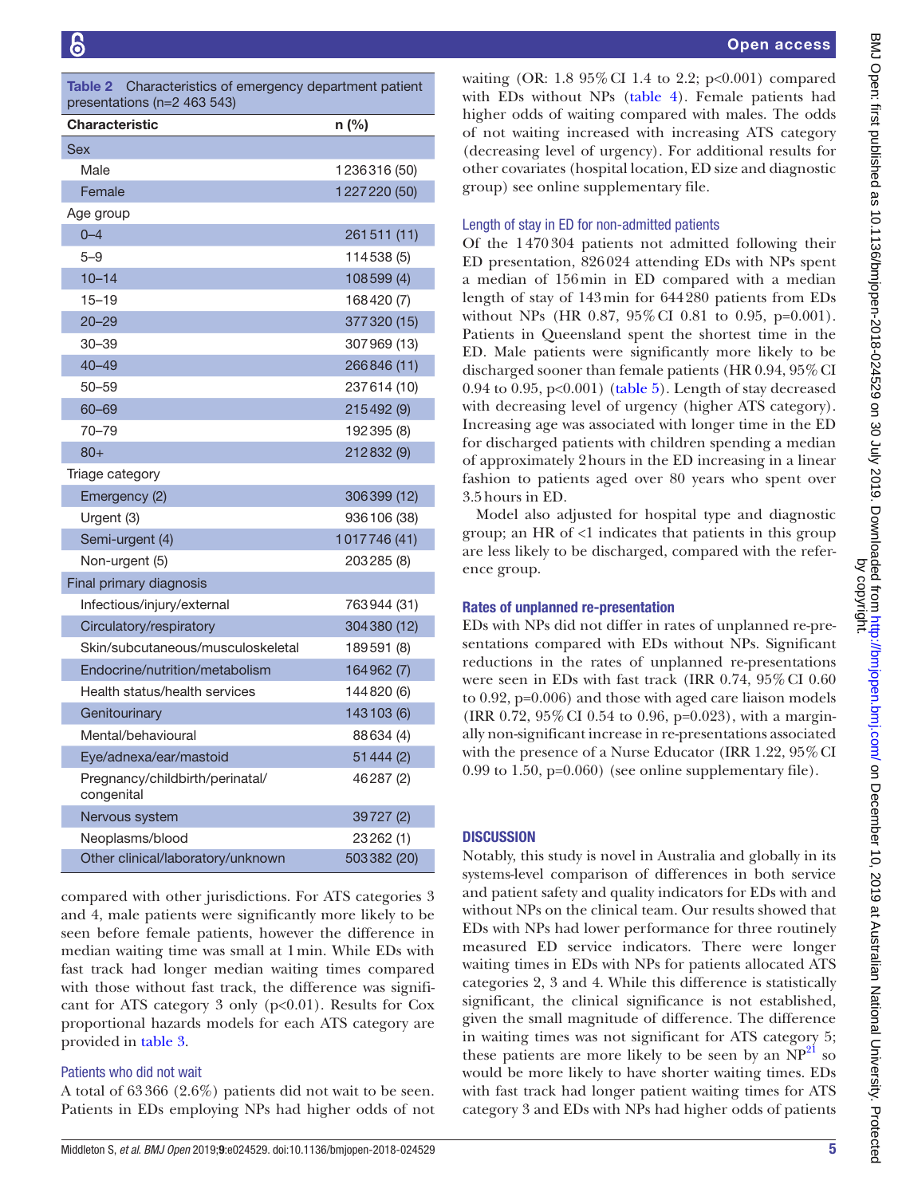**Table 2** Characteristics of emergency department patient presentations (n=2 463 543)

| Characteristic | n (%) |
|---|---|
| Sex | |
| Male | 1 236 316 (50) |
| Female | 1 227 220 (50) |
| Age group | |
| 0–4 | 261 511 (11) |
| 5–9 | 114 538 (5) |
| 10–14 | 108 599 (4) |
| 15–19 | 168 420 (7) |
| 20–29 | 377 320 (15) |
| 30–39 | 307 969 (13) |
| 40–49 | 266 846 (11) |
| 50–59 | 237 614 (10) |
| 60–69 | 215 492 (9) |
| 70–79 | 192 395 (8) |
| 80+ | 212 832 (9) |
| Triage category | |
| Emergency (2) | 306 399 (12) |
| Urgent (3) | 936 106 (38) |
| Semi-urgent (4) | 1 017 746 (41) |
| Non-urgent (5) | 203 285 (8) |
| Final primary diagnosis | |
| Infectious/injury/external | 763 944 (31) |
| Circulatory/respiratory | 304 380 (12) |
| Skin/subcutaneous/musculoskeletal | 189 591 (8) |
| Endocrine/nutrition/metabolism | 164 962 (7) |
| Health status/health services | 144 820 (6) |
| Genitourinary | 143 103 (6) |
| Mental/behavioural | 88 634 (4) |
| Eye/adnexa/ear/mastoid | 51 444 (2) |
| Pregnancy/childbirth/perinatal/congenital | 46 287 (2) |
| Nervous system | 39 727 (2) |
| Neoplasms/blood | 23 262 (1) |
| Other clinical/laboratory/unknown | 503 382 (20) |

compared with other jurisdictions. For ATS categories 3 and 4, male patients were significantly more likely to be seen before female patients, however the difference in median waiting time was small at 1 min. While EDs with fast track had longer median waiting times compared with those without fast track, the difference was significant for ATS category 3 only (p<0.01). Results for Cox proportional hazards models for each ATS category are provided in table 3.

### Patients who did not wait

A total of 63 366 (2.6%) patients did not wait to be seen. Patients in EDs employing NPs had higher odds of not waiting (OR: 1.8 95% CI 1.4 to 2.2; p<0.001) compared with EDs without NPs (table 4). Female patients had higher odds of waiting compared with males. The odds of not waiting increased with increasing ATS category (decreasing level of urgency). For additional results for other covariates (hospital location, ED size and diagnostic group) see online supplementary file.

### Length of stay in ED for non-admitted patients

Of the 1 470 304 patients not admitted following their ED presentation, 826 024 attending EDs with NPs spent a median of 156 min in ED compared with a median length of stay of 143 min for 644 280 patients from EDs without NPs (HR 0.87, 95% CI 0.81 to 0.95, p=0.001). Patients in Queensland spent the shortest time in the ED. Male patients were significantly more likely to be discharged sooner than female patients (HR 0.94, 95% CI 0.94 to 0.95, p<0.001) (table 5). Length of stay decreased with decreasing level of urgency (higher ATS category). Increasing age was associated with longer time in the ED for discharged patients with children spending a median of approximately 2 hours in the ED increasing in a linear fashion to patients aged over 80 years who spent over 3.5 hours in ED.

Model also adjusted for hospital type and diagnostic group; an HR of <1 indicates that patients in this group are less likely to be discharged, compared with the reference group.

### Rates of unplanned re-presentation

EDs with NPs did not differ in rates of unplanned re-presentations compared with EDs without NPs. Significant reductions in the rates of unplanned re-presentations were seen in EDs with fast track (IRR 0.74, 95% CI 0.60 to 0.92, p=0.006) and those with aged care liaison models (IRR 0.72, 95% CI 0.54 to 0.96, p=0.023), with a marginally non-significant increase in re-presentations associated with the presence of a Nurse Educator (IRR 1.22, 95% CI 0.99 to 1.50, p=0.060) (see online supplementary file).

## DISCUSSION

Notably, this study is novel in Australia and globally in its systems-level comparison of differences in both service and patient safety and quality indicators for EDs with and without NPs on the clinical team. Our results showed that EDs with NPs had lower performance for three routinely measured ED service indicators. There were longer waiting times in EDs with NPs for patients allocated ATS categories 2, 3 and 4. While this difference is statistically significant, the clinical significance is not established, given the small magnitude of difference. The difference in waiting times was not significant for ATS category 5; these patients are more likely to be seen by an NP[21] so would be more likely to have shorter waiting times. EDs with fast track had longer patient waiting times for ATS category 3 and EDs with NPs had higher odds of patients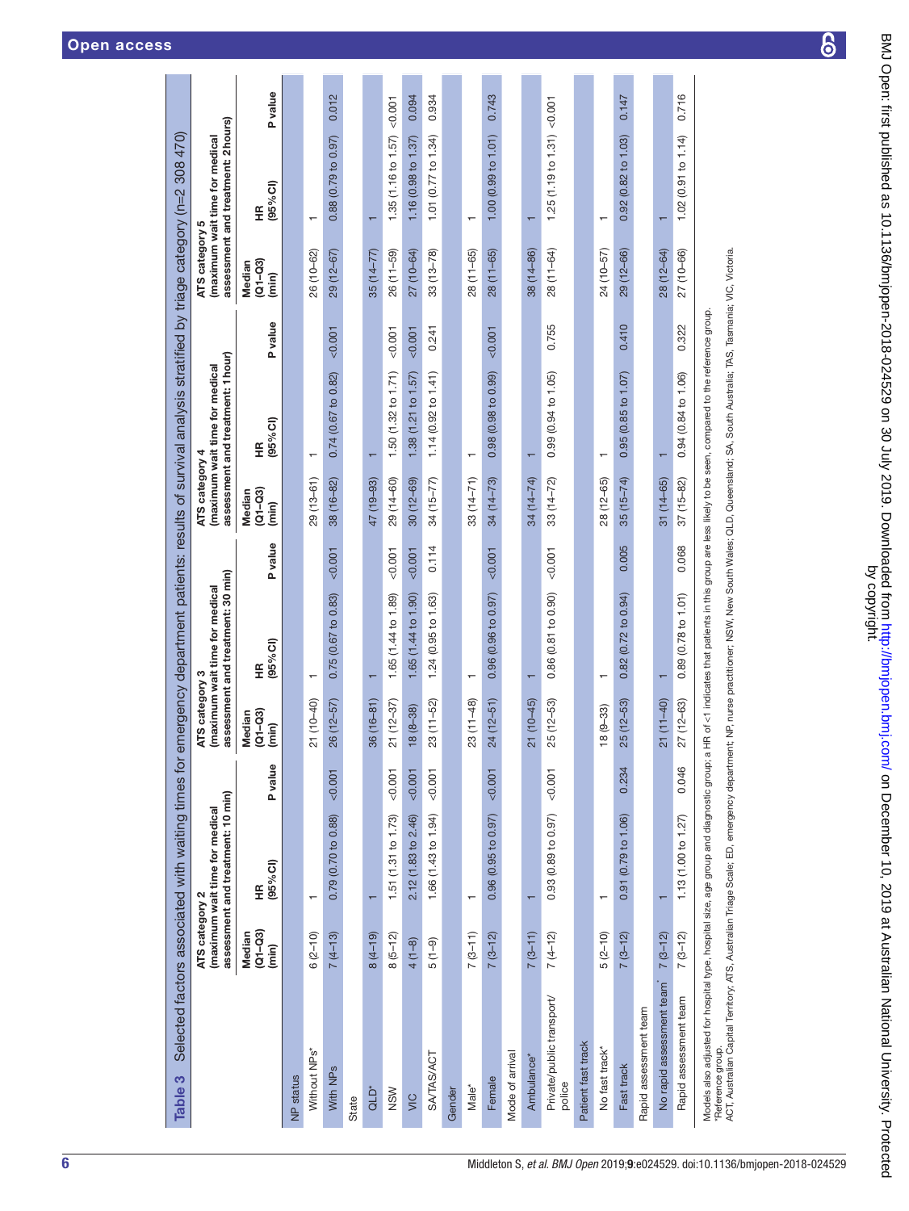**Table 3** Selected factors associated with waiting times for emergency department patients: results of survival analysis stratified by triage category (n=2 308 470)

| | ATS category 2 (maximum wait time for medical assessment and treatment: 10 min) | | | ATS category 3 (maximum wait time for medical assessment and treatment: 30 min) | | | ATS category 4 (maximum wait time for medical assessment and treatment: 1 hour) | | | ATS category 5 (maximum wait time for medical assessment and treatment: 2 hours) | | |
|---|---|---|---|---|---|---|---|---|---|---|---|---|
| | Median (Q1–Q3) (min) | HR (95% CI) | P value | Median (Q1–Q3) (min) | HR (95% CI) | P value | Median (Q1–Q3) (min) | HR (95% CI) | P value | Median (Q1–Q3) (min) | HR (95% CI) | P value |
| **NP status** | | | | | | | | | | | | |
| Without NPs* | 6 (2–10) | 1 | | 21 (10–40) | 1 | | 29 (13–61) | 1 | | 26 (10–62) | 1 | |
| With NPs | 7 (4–13) | 0.79 (0.70 to 0.88) | <0.001 | 26 (12–57) | 0.75 (0.67 to 0.83) | <0.001 | 38 (16–82) | 0.74 (0.67 to 0.82) | <0.001 | 29 (12–67) | 0.88 (0.79 to 0.97) | 0.012 |
| **State** | | | | | | | | | | | | |
| QLD* | 8 (4–19) | 1 | | 36 (16–81) | 1 | | 47 (19–93) | 1 | | 35 (14–77) | 1 | |
| NSW | 8 (5–12) | 1.51 (1.31 to 1.73) | <0.001 | 21 (12–37) | 1.65 (1.44 to 1.89) | <0.001 | 29 (14–60) | 1.50 (1.32 to 1.71) | <0.001 | 26 (11–59) | 1.35 (1.16 to 1.57) | <0.001 |
| VIC | 4 (1–8) | 2.12 (1.83 to 2.46) | <0.001 | 18 (8–38) | 1.65 (1.44 to 1.90) | <0.001 | 30 (12–69) | 1.38 (1.21 to 1.57) | <0.001 | 27 (10–64) | 1.16 (0.98 to 1.37) | 0.094 |
| SA/TAS/ACT | 5 (1–9) | 1.66 (1.43 to 1.94) | <0.001 | 23 (11–52) | 1.24 (0.95 to 1.63) | 0.114 | 34 (15–77) | 1.14 (0.92 to 1.41) | 0.241 | 33 (13–78) | 1.01 (0.77 to 1.34) | 0.934 |
| **Gender** | | | | | | | | | | | | |
| Male* | 7 (3–11) | 1 | | 23 (11–48) | 1 | | 33 (14–71) | 1 | | 28 (11–65) | 1 | |
| Female | 7 (3–12) | 0.96 (0.95 to 0.97) | <0.001 | 24 (12–51) | 0.96 (0.96 to 0.97) | <0.001 | 34 (14–73) | 0.98 (0.98 to 0.99) | <0.001 | 28 (11–65) | 1.00 (0.99 to 1.01) | 0.743 |
| **Mode of arrival** | | | | | | | | | | | | |
| Ambulance* | 7 (3–11) | 1 | | 21 (10–45) | 1 | | 34 (14–74) | 1 | | 38 (14–86) | 1 | |
| Private/public transport/police | 7 (4–12) | 0.93 (0.89 to 0.97) | <0.001 | 25 (12–53) | 0.86 (0.81 to 0.90) | <0.001 | 33 (14–72) | 0.99 (0.94 to 1.05) | 0.755 | 28 (11–64) | 1.25 (1.19 to 1.31) | <0.001 |
| **Patient fast track** | | | | | | | | | | | | |
| No fast track* | 5 (2–10) | 1 | | 18 (9–33) | 1 | | 28 (12–65) | 1 | | 24 (10–57) | 1 | |
| Fast track | 7 (3–12) | 0.91 (0.79 to 1.06) | 0.234 | 25 (12–53) | 0.82 (0.72 to 0.94) | 0.005 | 35 (15–74) | 0.95 (0.85 to 1.07) | 0.410 | 29 (12–66) | 0.92 (0.82 to 1.03) | 0.147 |
| **Rapid assessment team** | | | | | | | | | | | | |
| No rapid assessment team* | 7 (3–12) | 1 | | 21 (11–40) | 1 | | 31 (14–65) | 1 | | 28 (12–64) | 1 | |
| Rapid assessment team | 7 (3–12) | 1.13 (1.00 to 1.27) | 0.046 | 27 (12–63) | 0.89 (0.78 to 1.01) | 0.068 | 37 (15–82) | 0.94 (0.84 to 1.06) | 0.322 | 27 (10–66) | 1.02 (0.91 to 1.14) | 0.716 |

Models also adjusted for hospital type, hospital size, age group and diagnostic group; a HR of <1 indicates that patients in this group are less likely to be seen, compared to the reference group.
*Reference group.
ACT, Australian Capital Territory; ATS, Australian Triage Scale; ED, emergency department; NP, nurse practitioner; NSW, New South Wales; QLD, Queensland; SA, South Australia; TAS, Tasmania; VIC, Victoria.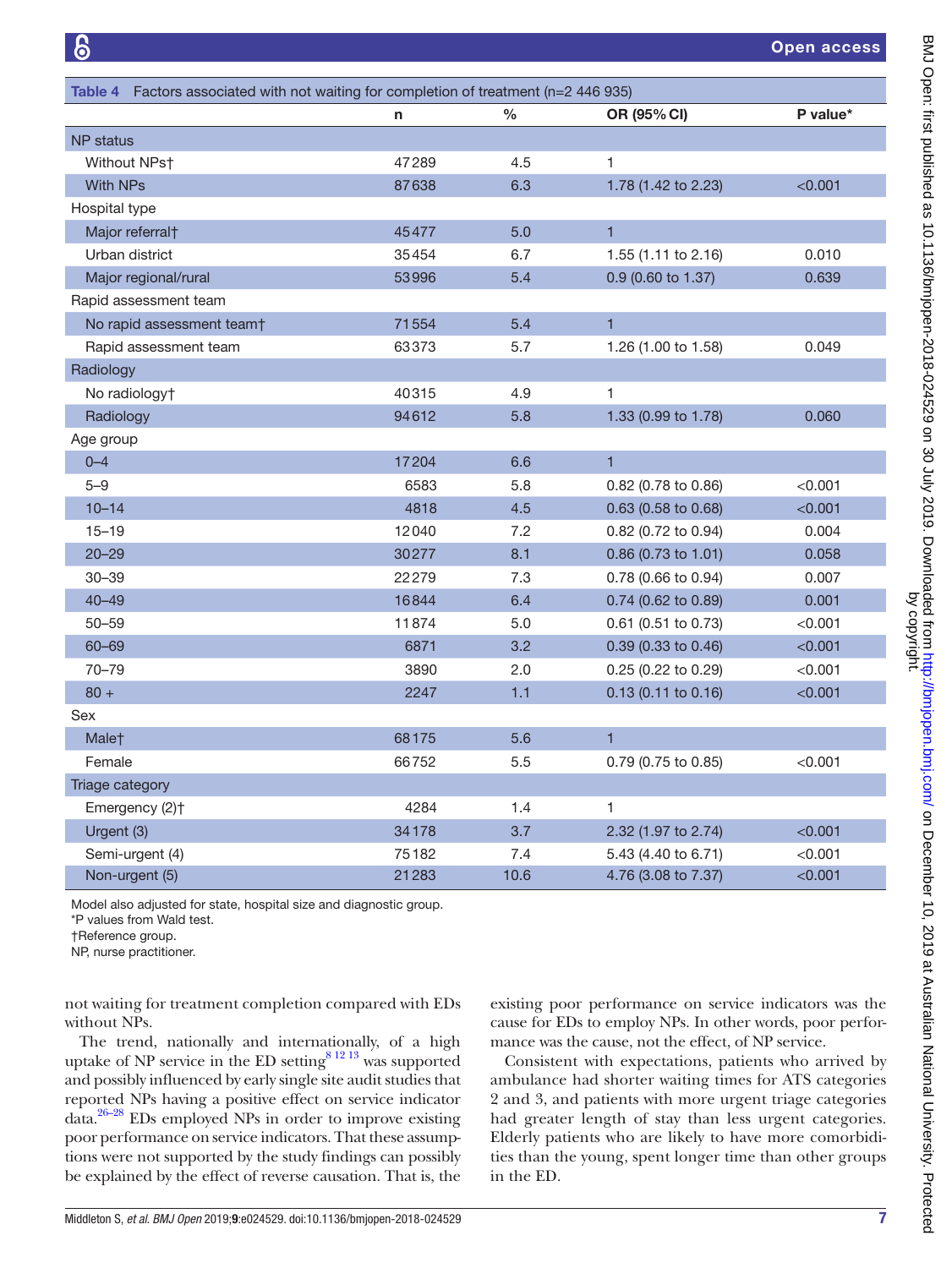**Table 4** Factors associated with not waiting for completion of treatment (n=2 446 935)

| | n | % | OR (95% CI) | P value* |
|---|---|---|---|---|
| NP status | | | | |
| Without NPs† | 47289 | 4.5 | 1 | |
| With NPs | 87638 | 6.3 | 1.78 (1.42 to 2.23) | <0.001 |
| Hospital type | | | | |
| Major referral† | 45477 | 5.0 | 1 | |
| Urban district | 35454 | 6.7 | 1.55 (1.11 to 2.16) | 0.010 |
| Major regional/rural | 53996 | 5.4 | 0.9 (0.60 to 1.37) | 0.639 |
| Rapid assessment team | | | | |
| No rapid assessment team† | 71554 | 5.4 | 1 | |
| Rapid assessment team | 63373 | 5.7 | 1.26 (1.00 to 1.58) | 0.049 |
| Radiology | | | | |
| No radiology† | 40315 | 4.9 | 1 | |
| Radiology | 94612 | 5.8 | 1.33 (0.99 to 1.78) | 0.060 |
| Age group | | | | |
| 0–4 | 17204 | 6.6 | 1 | |
| 5–9 | 6583 | 5.8 | 0.82 (0.78 to 0.86) | <0.001 |
| 10–14 | 4818 | 4.5 | 0.63 (0.58 to 0.68) | <0.001 |
| 15–19 | 12040 | 7.2 | 0.82 (0.72 to 0.94) | 0.004 |
| 20–29 | 30277 | 8.1 | 0.86 (0.73 to 1.01) | 0.058 |
| 30–39 | 22279 | 7.3 | 0.78 (0.66 to 0.94) | 0.007 |
| 40–49 | 16844 | 6.4 | 0.74 (0.62 to 0.89) | 0.001 |
| 50–59 | 11874 | 5.0 | 0.61 (0.51 to 0.73) | <0.001 |
| 60–69 | 6871 | 3.2 | 0.39 (0.33 to 0.46) | <0.001 |
| 70–79 | 3890 | 2.0 | 0.25 (0.22 to 0.29) | <0.001 |
| 80 + | 2247 | 1.1 | 0.13 (0.11 to 0.16) | <0.001 |
| Sex | | | | |
| Male† | 68175 | 5.6 | 1 | |
| Female | 66752 | 5.5 | 0.79 (0.75 to 0.85) | <0.001 |
| Triage category | | | | |
| Emergency (2)† | 4284 | 1.4 | 1 | |
| Urgent (3) | 34178 | 3.7 | 2.32 (1.97 to 2.74) | <0.001 |
| Semi-urgent (4) | 75182 | 7.4 | 5.43 (4.40 to 6.71) | <0.001 |
| Non-urgent (5) | 21283 | 10.6 | 4.76 (3.08 to 7.37) | <0.001 |

Model also adjusted for state, hospital size and diagnostic group.
*P values from Wald test.
†Reference group.
NP, nurse practitioner.

not waiting for treatment completion compared with EDs without NPs.

The trend, nationally and internationally, of a high uptake of NP service in the ED setting[8 12 13] was supported and possibly influenced by early single site audit studies that reported NPs having a positive effect on service indicator data.[26–28] EDs employed NPs in order to improve existing poor performance on service indicators. That these assumptions were not supported by the study findings can possibly be explained by the effect of reverse causation. That is, the existing poor performance on service indicators was the cause for EDs to employ NPs. In other words, poor performance was the cause, not the effect, of NP service.

Consistent with expectations, patients who arrived by ambulance had shorter waiting times for ATS categories 2 and 3, and patients with more urgent triage categories had greater length of stay than less urgent categories. Elderly patients who are likely to have more comorbidities than the young, spent longer time than other groups in the ED.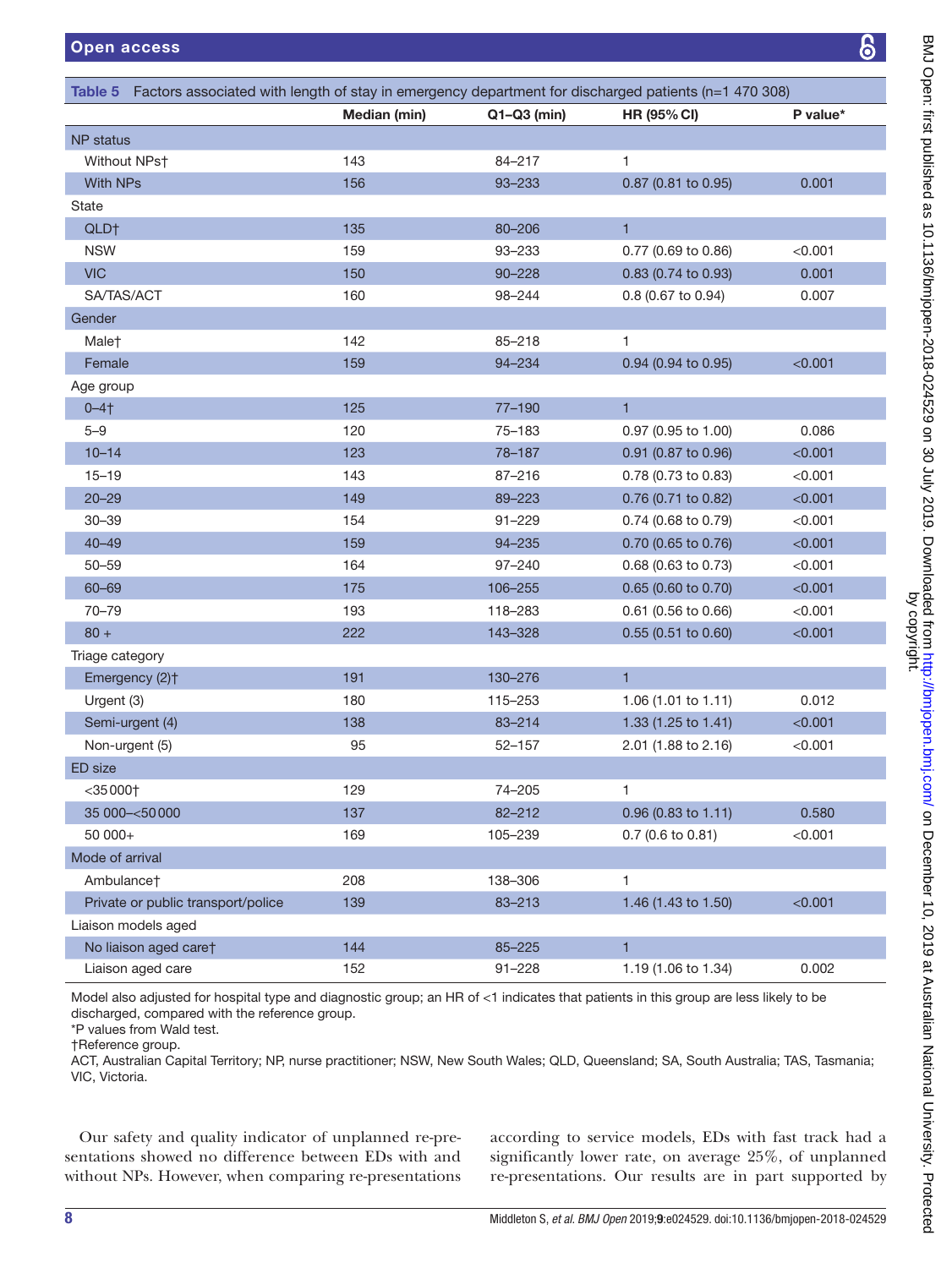**Table 5** Factors associated with length of stay in emergency department for discharged patients (n=1 470 308)

| | Median (min) | Q1–Q3 (min) | HR (95% CI) | P value* |
|---|---|---|---|---|
| NP status | | | | |
| Without NPs† | 143 | 84–217 | 1 | |
| With NPs | 156 | 93–233 | 0.87 (0.81 to 0.95) | 0.001 |
| State | | | | |
| QLD† | 135 | 80–206 | 1 | |
| NSW | 159 | 93–233 | 0.77 (0.69 to 0.86) | <0.001 |
| VIC | 150 | 90–228 | 0.83 (0.74 to 0.93) | 0.001 |
| SA/TAS/ACT | 160 | 98–244 | 0.8 (0.67 to 0.94) | 0.007 |
| Gender | | | | |
| Male† | 142 | 85–218 | 1 | |
| Female | 159 | 94–234 | 0.94 (0.94 to 0.95) | <0.001 |
| Age group | | | | |
| 0–4† | 125 | 77–190 | 1 | |
| 5–9 | 120 | 75–183 | 0.97 (0.95 to 1.00) | 0.086 |
| 10–14 | 123 | 78–187 | 0.91 (0.87 to 0.96) | <0.001 |
| 15–19 | 143 | 87–216 | 0.78 (0.73 to 0.83) | <0.001 |
| 20–29 | 149 | 89–223 | 0.76 (0.71 to 0.82) | <0.001 |
| 30–39 | 154 | 91–229 | 0.74 (0.68 to 0.79) | <0.001 |
| 40–49 | 159 | 94–235 | 0.70 (0.65 to 0.76) | <0.001 |
| 50–59 | 164 | 97–240 | 0.68 (0.63 to 0.73) | <0.001 |
| 60–69 | 175 | 106–255 | 0.65 (0.60 to 0.70) | <0.001 |
| 70–79 | 193 | 118–283 | 0.61 (0.56 to 0.66) | <0.001 |
| 80 + | 222 | 143–328 | 0.55 (0.51 to 0.60) | <0.001 |
| Triage category | | | | |
| Emergency (2)† | 191 | 130–276 | 1 | |
| Urgent (3) | 180 | 115–253 | 1.06 (1.01 to 1.11) | 0.012 |
| Semi-urgent (4) | 138 | 83–214 | 1.33 (1.25 to 1.41) | <0.001 |
| Non-urgent (5) | 95 | 52–157 | 2.01 (1.88 to 2.16) | <0.001 |
| ED size | | | | |
| <35 000† | 129 | 74–205 | 1 | |
| 35 000–<50 000 | 137 | 82–212 | 0.96 (0.83 to 1.11) | 0.580 |
| 50 000+ | 169 | 105–239 | 0.7 (0.6 to 0.81) | <0.001 |
| Mode of arrival | | | | |
| Ambulance† | 208 | 138–306 | 1 | |
| Private or public transport/police | 139 | 83–213 | 1.46 (1.43 to 1.50) | <0.001 |
| Liaison models aged | | | | |
| No liaison aged care† | 144 | 85–225 | 1 | |
| Liaison aged care | 152 | 91–228 | 1.19 (1.06 to 1.34) | 0.002 |

Model also adjusted for hospital type and diagnostic group; an HR of <1 indicates that patients in this group are less likely to be discharged, compared with the reference group.
*P values from Wald test.
†Reference group.
ACT, Australian Capital Territory; NP, nurse practitioner; NSW, New South Wales; QLD, Queensland; SA, South Australia; TAS, Tasmania; VIC, Victoria.

Our safety and quality indicator of unplanned re-presentations showed no difference between EDs with and without NPs. However, when comparing re-presentations according to service models, EDs with fast track had a significantly lower rate, on average 25%, of unplanned re-presentations. Our results are in part supported by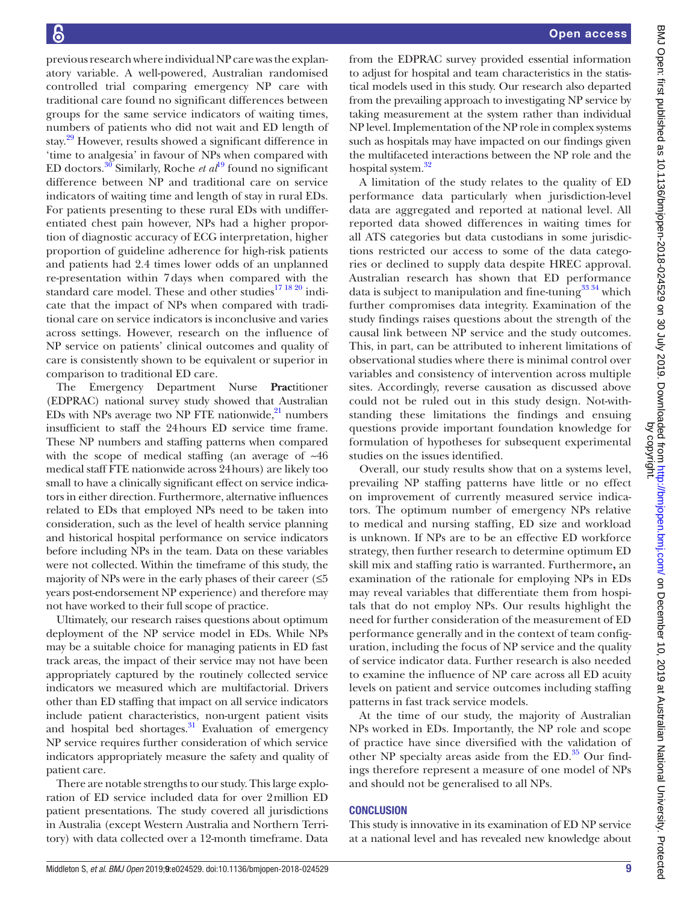previous research where individual NP care was the explanatory variable. A well-powered, Australian randomised controlled trial comparing emergency NP care with traditional care found no significant differences between groups for the same service indicators of waiting times, numbers of patients who did not wait and ED length of stay.[29] However, results showed a significant difference in 'time to analgesia' in favour of NPs when compared with ED doctors.[30] Similarly, Roche *et al*[19] found no significant difference between NP and traditional care on service indicators of waiting time and length of stay in rural EDs. For patients presenting to these rural EDs with undifferentiated chest pain however, NPs had a higher proportion of diagnostic accuracy of ECG interpretation, higher proportion of guideline adherence for high-risk patients and patients had 2.4 times lower odds of an unplanned re-presentation within 7 days when compared with the standard care model. These and other studies[17 18 20] indicate that the impact of NPs when compared with traditional care on service indicators is inconclusive and varies across settings. However, research on the influence of NP service on patients' clinical outcomes and quality of care is consistently shown to be equivalent or superior in comparison to traditional ED care.

The Emergency Department Nurse **Prac**titioner (EDPRAC) national survey study showed that Australian EDs with NPs average two NP FTE nationwide,[21] numbers insufficient to staff the 24 hours ED service time frame. These NP numbers and staffing patterns when compared with the scope of medical staffing (an average of ~46 medical staff FTE nationwide across 24 hours) are likely too small to have a clinically significant effect on service indicators in either direction. Furthermore, alternative influences related to EDs that employed NPs need to be taken into consideration, such as the level of health service planning and historical hospital performance on service indicators before including NPs in the team. Data on these variables were not collected. Within the timeframe of this study, the majority of NPs were in the early phases of their career (≤5 years post-endorsement NP experience) and therefore may not have worked to their full scope of practice.

Ultimately, our research raises questions about optimum deployment of the NP service model in EDs. While NPs may be a suitable choice for managing patients in ED fast track areas, the impact of their service may not have been appropriately captured by the routinely collected service indicators we measured which are multifactorial. Drivers other than ED staffing that impact on all service indicators include patient characteristics, non-urgent patient visits and hospital bed shortages.[31] Evaluation of emergency NP service requires further consideration of which service indicators appropriately measure the safety and quality of patient care.

There are notable strengths to our study. This large exploration of ED service included data for over 2 million ED patient presentations. The study covered all jurisdictions in Australia (except Western Australia and Northern Territory) with data collected over a 12-month timeframe. Data from the EDPRAC survey provided essential information to adjust for hospital and team characteristics in the statistical models used in this study. Our research also departed from the prevailing approach to investigating NP service by taking measurement at the system rather than individual NP level. Implementation of the NP role in complex systems such as hospitals may have impacted on our findings given the multifaceted interactions between the NP role and the hospital system.[32]

A limitation of the study relates to the quality of ED performance data particularly when jurisdiction-level data are aggregated and reported at national level. All reported data showed differences in waiting times for all ATS categories but data custodians in some jurisdictions restricted our access to some of the data categories or declined to supply data despite HREC approval. Australian research has shown that ED performance data is subject to manipulation and fine-tuning[33 34] which further compromises data integrity. Examination of the study findings raises questions about the strength of the causal link between NP service and the study outcomes. This, in part, can be attributed to inherent limitations of observational studies where there is minimal control over variables and consistency of intervention across multiple sites. Accordingly, reverse causation as discussed above could not be ruled out in this study design. Not-withstanding these limitations the findings and ensuing questions provide important foundation knowledge for formulation of hypotheses for subsequent experimental studies on the issues identified.

Overall, our study results show that on a systems level, prevailing NP staffing patterns have little or no effect on improvement of currently measured service indicators. The optimum number of emergency NPs relative to medical and nursing staffing, ED size and workload is unknown. If NPs are to be an effective ED workforce strategy, then further research to determine optimum ED skill mix and staffing ratio is warranted. Furthermore**,** an examination of the rationale for employing NPs in EDs may reveal variables that differentiate them from hospitals that do not employ NPs. Our results highlight the need for further consideration of the measurement of ED performance generally and in the context of team configuration, including the focus of NP service and the quality of service indicator data. Further research is also needed to examine the influence of NP care across all ED acuity levels on patient and service outcomes including staffing patterns in fast track service models.

At the time of our study, the majority of Australian NPs worked in EDs. Importantly, the NP role and scope of practice have since diversified with the validation of other NP specialty areas aside from the ED.[35] Our findings therefore represent a measure of one model of NPs and should not be generalised to all NPs.

## CONCLUSION

This study is innovative in its examination of ED NP service at a national level and has revealed new knowledge about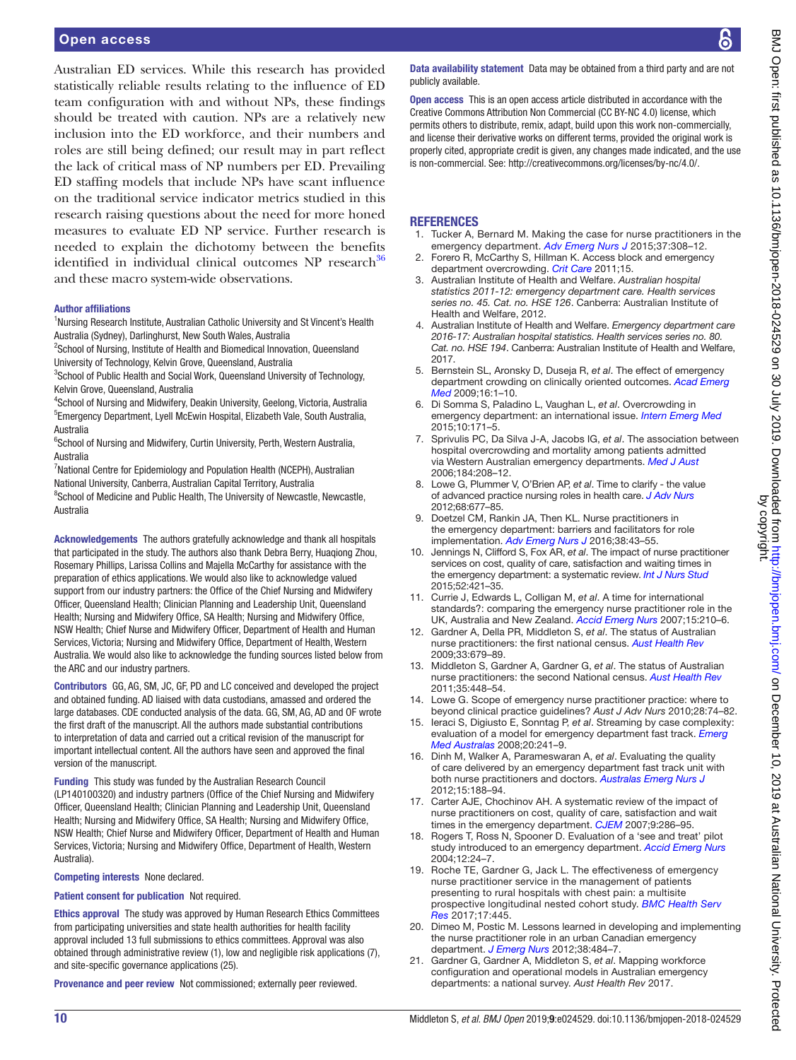Australian ED services. While this research has provided statistically reliable results relating to the influence of ED team configuration with and without NPs, these findings should be treated with caution. NPs are a relatively new inclusion into the ED workforce, and their numbers and roles are still being defined; our result may in part reflect the lack of critical mass of NP numbers per ED. Prevailing ED staffing models that include NPs have scant influence on the traditional service indicator metrics studied in this research raising questions about the need for more honed measures to evaluate ED NP service. Further research is needed to explain the dichotomy between the benefits identified in individual clinical outcomes NP research[36] and these macro system-wide observations.

**Author affiliations**

[1]Nursing Research Institute, Australian Catholic University and St Vincent's Health Australia (Sydney), Darlinghurst, New South Wales, Australia
[2]School of Nursing, Institute of Health and Biomedical Innovation, Queensland University of Technology, Kelvin Grove, Queensland, Australia
[3]School of Public Health and Social Work, Queensland University of Technology, Kelvin Grove, Queensland, Australia
[4]School of Nursing and Midwifery, Deakin University, Geelong, Victoria, Australia
[5]Emergency Department, Lyell McEwin Hospital, Elizabeth Vale, South Australia, Australia
[6]School of Nursing and Midwifery, Curtin University, Perth, Western Australia, Australia
[7]National Centre for Epidemiology and Population Health (NCEPH), Australian National University, Canberra, Australian Capital Territory, Australia
[8]School of Medicine and Public Health, The University of Newcastle, Newcastle, Australia

**Acknowledgements** The authors gratefully acknowledge and thank all hospitals that participated in the study. The authors also thank Debra Berry, Huaqiong Zhou, Rosemary Phillips, Larissa Collins and Majella McCarthy for assistance with the preparation of ethics applications. We would also like to acknowledge valued support from our industry partners: the Office of the Chief Nursing and Midwifery Officer, Queensland Health; Clinician Planning and Leadership Unit, Queensland Health; Nursing and Midwifery Office, SA Health; Nursing and Midwifery Office, NSW Health; Chief Nurse and Midwifery Officer, Department of Health and Human Services, Victoria; Nursing and Midwifery Office, Department of Health, Western Australia. We would also like to acknowledge the funding sources listed below from the ARC and our industry partners.

**Contributors** GG, AG, SM, JC, GF, PD and LC conceived and developed the project and obtained funding. AD liaised with data custodians, amassed and ordered the large databases. CDE conducted analysis of the data. GG, SM, AG, AD and OF wrote the first draft of the manuscript. All the authors made substantial contributions to interpretation of data and carried out a critical revision of the manuscript for important intellectual content. All the authors have seen and approved the final version of the manuscript.

**Funding** This study was funded by the Australian Research Council (LP140100320) and industry partners (Office of the Chief Nursing and Midwifery Officer, Queensland Health; Clinician Planning and Leadership Unit, Queensland Health; Nursing and Midwifery Office, SA Health; Nursing and Midwifery Office, NSW Health; Chief Nurse and Midwifery Officer, Department of Health and Human Services, Victoria; Nursing and Midwifery Office, Department of Health, Western Australia).

**Competing interests** None declared.

**Patient consent for publication** Not required.

**Ethics approval** The study was approved by Human Research Ethics Committees from participating universities and state health authorities for health facility approval included 13 full submissions to ethics committees. Approval was also obtained through administrative review (1), low and negligible risk applications (7), and site-specific governance applications (25).

**Provenance and peer review** Not commissioned; externally peer reviewed.

**Data availability statement** Data may be obtained from a third party and are not publicly available.

**Open access** This is an open access article distributed in accordance with the Creative Commons Attribution Non Commercial (CC BY-NC 4.0) license, which permits others to distribute, remix, adapt, build upon this work non-commercially, and license their derivative works on different terms, provided the original work is properly cited, appropriate credit is given, any changes made indicated, and the use is non-commercial. See: http://creativecommons.org/licenses/by-nc/4.0/.

## REFERENCES

1. Tucker A, Bernard M. Making the case for nurse practitioners in the emergency department. *Adv Emerg Nurs J* 2015;37:308–12.
2. Forero R, McCarthy S, Hillman K. Access block and emergency department overcrowding. *Crit Care* 2011;15.
3. Australian Institute of Health and Welfare. *Australian hospital statistics 2011-12: emergency department care. Health services series no. 45. Cat. no. HSE 126*. Canberra: Australian Institute of Health and Welfare, 2012.
4. Australian Institute of Health and Welfare. *Emergency department care 2016-17: Australian hospital statistics. Health services series no. 80. Cat. no. HSE 194*. Canberra: Australian Institute of Health and Welfare, 2017.
5. Bernstein SL, Aronsky D, Duseja R, *et al*. The effect of emergency department crowding on clinically oriented outcomes. *Acad Emerg Med* 2009;16:1–10.
6. Di Somma S, Paladino L, Vaughan L, *et al*. Overcrowding in emergency department: an international issue. *Intern Emerg Med* 2015;10:171–5.
7. Sprivulis PC, Da Silva J-A, Jacobs IG, *et al*. The association between hospital overcrowding and mortality among patients admitted via Western Australian emergency departments. *Med J Aust* 2006;184:208–12.
8. Lowe G, Plummer V, O'Brien AP, *et al*. Time to clarify - the value of advanced practice nursing roles in health care. *J Adv Nurs* 2012;68:677–85.
9. Doetzel CM, Rankin JA, Then KL. Nurse practitioners in the emergency department: barriers and facilitators for role implementation. *Adv Emerg Nurs J* 2016;38:43–55.
10. Jennings N, Clifford S, Fox AR, *et al*. The impact of nurse practitioner services on cost, quality of care, satisfaction and waiting times in the emergency department: a systematic review. *Int J Nurs Stud* 2015;52:421–35.
11. Currie J, Edwards L, Colligan M, *et al*. A time for international standards?: comparing the emergency nurse practitioner role in the UK, Australia and New Zealand. *Accid Emerg Nurs* 2007;15:210–6.
12. Gardner A, Della PR, Middleton S, *et al*. The status of Australian nurse practitioners: the first national census. *Aust Health Rev* 2009;33:679–89.
13. Middleton S, Gardner A, Gardner G, *et al*. The status of Australian nurse practitioners: the second National census. *Aust Health Rev* 2011;35:448–54.
14. Lowe G. Scope of emergency nurse practitioner practice: where to beyond clinical practice guidelines? *Aust J Adv Nurs* 2010;28:74–82.
15. Ieraci S, Digiusto E, Sonntag P, *et al*. Streaming by case complexity: evaluation of a model for emergency department fast track. *Emerg Med Australas* 2008;20:241–9.
16. Dinh M, Walker A, Parameswaran A, *et al*. Evaluating the quality of care delivered by an emergency department fast track unit with both nurse practitioners and doctors. *Australas Emerg Nurs J* 2012;15:188–94.
17. Carter AJE, Chochinov AH. A systematic review of the impact of nurse practitioners on cost, quality of care, satisfaction and wait times in the emergency department. *CJEM* 2007;9:286–95.
18. Rogers T, Ross N, Spooner D. Evaluation of a 'see and treat' pilot study introduced to an emergency department. *Accid Emerg Nurs* 2004;12:24–7.
19. Roche TE, Gardner G, Jack L. The effectiveness of emergency nurse practitioner service in the management of patients presenting to rural hospitals with chest pain: a multisite prospective longitudinal nested cohort study. *BMC Health Serv Res* 2017;17:445.
20. Dimeo M, Postic M. Lessons learned in developing and implementing the nurse practitioner role in an urban Canadian emergency department. *J Emerg Nurs* 2012;38:484–7.
21. Gardner G, Gardner A, Middleton S, *et al*. Mapping workforce configuration and operational models in Australian emergency departments: a national survey. *Aust Health Rev* 2017.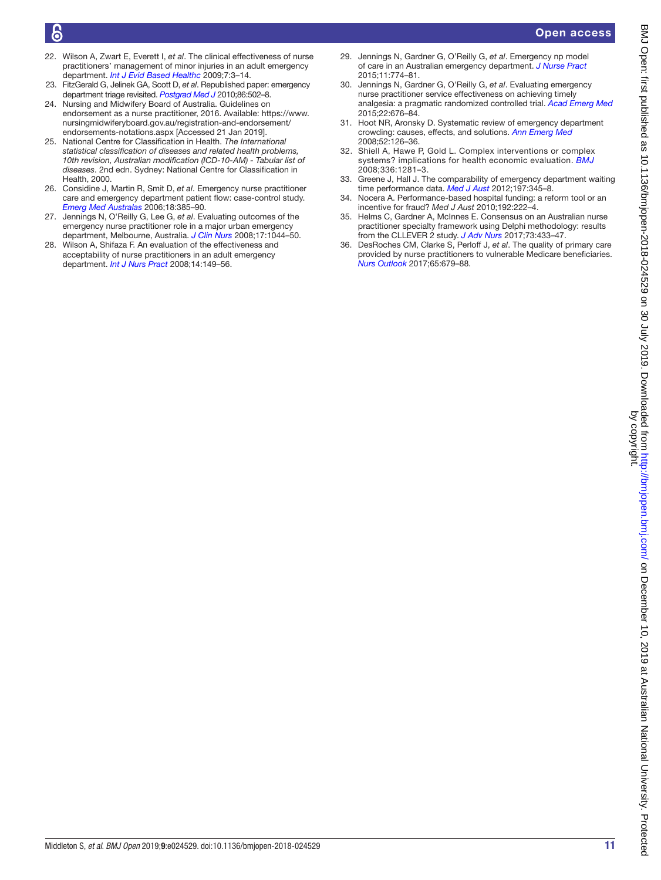22. Wilson A, Zwart E, Everett I, *et al*. The clinical effectiveness of nurse practitioners' management of minor injuries in an adult emergency department. *Int J Evid Based Healthc* 2009;7:3–14.
23. FitzGerald G, Jelinek GA, Scott D, *et al*. Republished paper: emergency department triage revisited. *Postgrad Med J* 2010;86:502–8.
24. Nursing and Midwifery Board of Australia. Guidelines on endorsement as a nurse practitioner, 2016. Available: https://www.nursingmidwiferyboard.gov.au/registration-and-endorsement/endorsements-notations.aspx [Accessed 21 Jan 2019].
25. National Centre for Classification in Health. *The International statistical classification of diseases and related health problems, 10th revision, Australian modification (ICD-10-AM) - Tabular list of diseases*. 2nd edn. Sydney: National Centre for Classification in Health, 2000.
26. Considine J, Martin R, Smit D, *et al*. Emergency nurse practitioner care and emergency department patient flow: case-control study. *Emerg Med Australas* 2006;18:385–90.
27. Jennings N, O'Reilly G, Lee G, *et al*. Evaluating outcomes of the emergency nurse practitioner role in a major urban emergency department, Melbourne, Australia. *J Clin Nurs* 2008;17:1044–50.
28. Wilson A, Shifaza F. An evaluation of the effectiveness and acceptability of nurse practitioners in an adult emergency department. *Int J Nurs Pract* 2008;14:149–56.
29. Jennings N, Gardner G, O'Reilly G, *et al*. Emergency np model of care in an Australian emergency department. *J Nurse Pract* 2015;11:774–81.
30. Jennings N, Gardner G, O'Reilly G, *et al*. Evaluating emergency nurse practitioner service effectiveness on achieving timely analgesia: a pragmatic randomized controlled trial. *Acad Emerg Med* 2015;22:676–84.
31. Hoot NR, Aronsky D. Systematic review of emergency department crowding: causes, effects, and solutions. *Ann Emerg Med* 2008;52:126–36.
32. Shiell A, Hawe P, Gold L. Complex interventions or complex systems? implications for health economic evaluation. *BMJ* 2008;336:1281–3.
33. Greene J, Hall J. The comparability of emergency department waiting time performance data. *Med J Aust* 2012;197:345–8.
34. Nocera A. Performance-based hospital funding: a reform tool or an incentive for fraud? *Med J Aust* 2010;192:222–4.
35. Helms C, Gardner A, McInnes E. Consensus on an Australian nurse practitioner specialty framework using Delphi methodology: results from the CLLEVER 2 study. *J Adv Nurs* 2017;73:433–47.
36. DesRoches CM, Clarke S, Perloff J, *et al*. The quality of primary care provided by nurse practitioners to vulnerable Medicare beneficiaries. *Nurs Outlook* 2017;65:679–88.